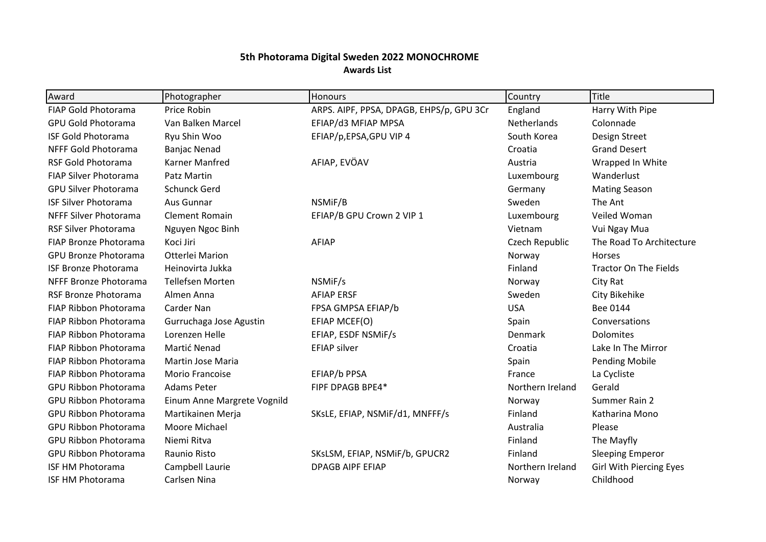# 5th Photorama Digital Sweden 2022 MONOCHROME

**Awards List**

| Award | Photographer | Honours | Country | Title |
|---|---|---|---|---|
| FIAP Gold Photorama | Price Robin | ARPS. AIPF, PPSA, DPAGB, EHPS/p, GPU 3Cr | England | Harry With Pipe |
| GPU Gold Photorama | Van Balken Marcel | EFIAP/d3 MFIAP MPSA | Netherlands | Colonnade |
| ISF Gold Photorama | Ryu Shin Woo | EFIAP/p,EPSA,GPU VIP 4 | South Korea | Design Street |
| NFFF Gold Photorama | Banjac Nenad | | Croatia | Grand Desert |
| RSF Gold Photorama | Karner Manfred | AFIAP, EVÖAV | Austria | Wrapped In White |
| FIAP Silver Photorama | Patz Martin | | Luxembourg | Wanderlust |
| GPU Silver Photorama | Schunck Gerd | | Germany | Mating Season |
| ISF Silver Photorama | Aus Gunnar | NSMiF/B | Sweden | The Ant |
| NFFF Silver Photorama | Clement Romain | EFIAP/B GPU Crown 2 VIP 1 | Luxembourg | Veiled Woman |
| RSF Silver Photorama | Nguyen Ngoc Binh | | Vietnam | Vui Ngay Mua |
| FIAP Bronze Photorama | Koci Jiri | AFIAP | Czech Republic | The Road To Architecture |
| GPU Bronze Photorama | Otterlei Marion | | Norway | Horses |
| ISF Bronze Photorama | Heinovirta Jukka | | Finland | Tractor On The Fields |
| NFFF Bronze Photorama | Tellefsen Morten | NSMiF/s | Norway | City Rat |
| RSF Bronze Photorama | Almen Anna | AFIAP ERSF | Sweden | City Bikehike |
| FIAP Ribbon Photorama | Carder Nan | FPSA GMPSA EFIAP/b | USA | Bee 0144 |
| FIAP Ribbon Photorama | Gurruchaga Jose Agustin | EFIAP MCEF(O) | Spain | Conversations |
| FIAP Ribbon Photorama | Lorenzen Helle | EFIAP, ESDF NSMiF/s | Denmark | Dolomites |
| FIAP Ribbon Photorama | Martić Nenad | EFIAP silver | Croatia | Lake In The Mirror |
| FIAP Ribbon Photorama | Martin Jose Maria | | Spain | Pending Mobile |
| FIAP Ribbon Photorama | Morio Francoise | EFIAP/b PPSA | France | La Cycliste |
| GPU Ribbon Photorama | Adams Peter | FIPF DPAGB BPE4* | Northern Ireland | Gerald |
| GPU Ribbon Photorama | Einum Anne Margrete Vognild | | Norway | Summer Rain 2 |
| GPU Ribbon Photorama | Martikainen Merja | SKsLE, EFIAP, NSMiF/d1, MNFFF/s | Finland | Katharina Mono |
| GPU Ribbon Photorama | Moore Michael | | Australia | Please |
| GPU Ribbon Photorama | Niemi Ritva | | Finland | The Mayfly |
| GPU Ribbon Photorama | Raunio Risto | SKsLSM, EFIAP, NSMiF/b, GPUCR2 | Finland | Sleeping Emperor |
| ISF HM Photorama | Campbell Laurie | DPAGB AIPF EFIAP | Northern Ireland | Girl With Piercing Eyes |
| ISF HM Photorama | Carlsen Nina | | Norway | Childhood |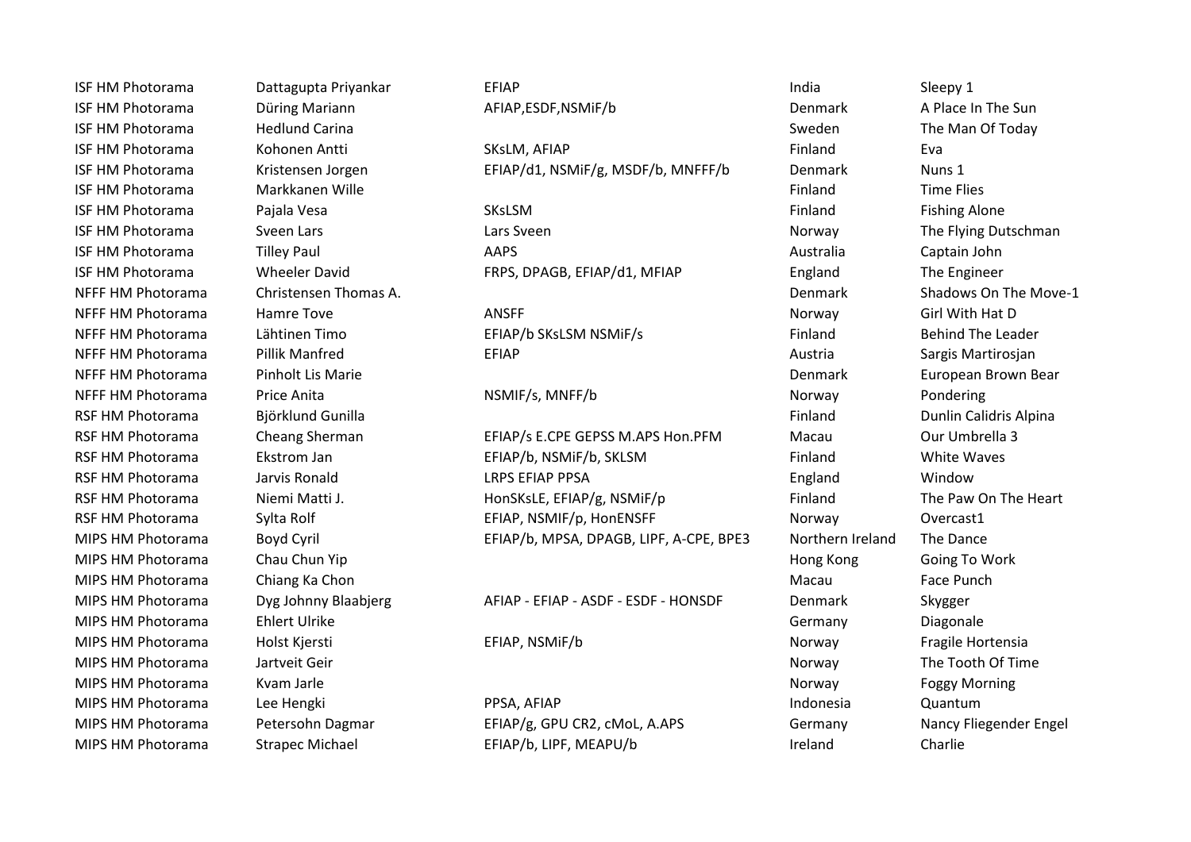| | | | | |
|---|---|---|---|---|
| ISF HM Photorama | Dattagupta Priyankar | EFIAP | India | Sleepy 1 |
| ISF HM Photorama | Düring Mariann | AFIAP,ESDF,NSMiF/b | Denmark | A Place In The Sun |
| ISF HM Photorama | Hedlund Carina | | Sweden | The Man Of Today |
| ISF HM Photorama | Kohonen Antti | SKsLM, AFIAP | Finland | Eva |
| ISF HM Photorama | Kristensen Jorgen | EFIAP/d1, NSMiF/g, MSDF/b, MNFFF/b | Denmark | Nuns 1 |
| ISF HM Photorama | Markkanen Wille | | Finland | Time Flies |
| ISF HM Photorama | Pajala Vesa | SKsLSM | Finland | Fishing Alone |
| ISF HM Photorama | Sveen Lars | Lars Sveen | Norway | The Flying Dutschman |
| ISF HM Photorama | Tilley Paul | AAPS | Australia | Captain John |
| ISF HM Photorama | Wheeler David | FRPS, DPAGB, EFIAP/d1, MFIAP | England | The Engineer |
| NFFF HM Photorama | Christensen Thomas A. | | Denmark | Shadows On The Move-1 |
| NFFF HM Photorama | Hamre Tove | ANSFF | Norway | Girl With Hat D |
| NFFF HM Photorama | Lähtinen Timo | EFIAP/b SKsLSM NSMiF/s | Finland | Behind The Leader |
| NFFF HM Photorama | Pillik Manfred | EFIAP | Austria | Sargis Martirosjan |
| NFFF HM Photorama | Pinholt Lis Marie | | Denmark | European Brown Bear |
| NFFF HM Photorama | Price Anita | NSMIF/s, MNFF/b | Norway | Pondering |
| RSF HM Photorama | Björklund Gunilla | | Finland | Dunlin Calidris Alpina |
| RSF HM Photorama | Cheang Sherman | EFIAP/s E.CPE GEPSS M.APS Hon.PFM | Macau | Our Umbrella 3 |
| RSF HM Photorama | Ekstrom Jan | EFIAP/b, NSMiF/b, SKLSM | Finland | White Waves |
| RSF HM Photorama | Jarvis Ronald | LRPS EFIAP PPSA | England | Window |
| RSF HM Photorama | Niemi Matti J. | HonSKsLE, EFIAP/g, NSMiF/p | Finland | The Paw On The Heart |
| RSF HM Photorama | Sylta Rolf | EFIAP, NSMIF/p, HonENSFF | Norway | Overcast1 |
| MIPS HM Photorama | Boyd Cyril | EFIAP/b, MPSA, DPAGB, LIPF, A-CPE, BPE3 | Northern Ireland | The Dance |
| MIPS HM Photorama | Chau Chun Yip | | Hong Kong | Going To Work |
| MIPS HM Photorama | Chiang Ka Chon | | Macau | Face Punch |
| MIPS HM Photorama | Dyg Johnny Blaabjerg | AFIAP - EFIAP - ASDF - ESDF - HONSDF | Denmark | Skygger |
| MIPS HM Photorama | Ehlert Ulrike | | Germany | Diagonale |
| MIPS HM Photorama | Holst Kjersti | EFIAP, NSMiF/b | Norway | Fragile Hortensia |
| MIPS HM Photorama | Jartveit Geir | | Norway | The Tooth Of Time |
| MIPS HM Photorama | Kvam Jarle | | Norway | Foggy Morning |
| MIPS HM Photorama | Lee Hengki | PPSA, AFIAP | Indonesia | Quantum |
| MIPS HM Photorama | Petersohn Dagmar | EFIAP/g, GPU CR2, cMoL, A.APS | Germany | Nancy Fliegender Engel |
| MIPS HM Photorama | Strapec Michael | EFIAP/b, LIPF, MEAPU/b | Ireland | Charlie |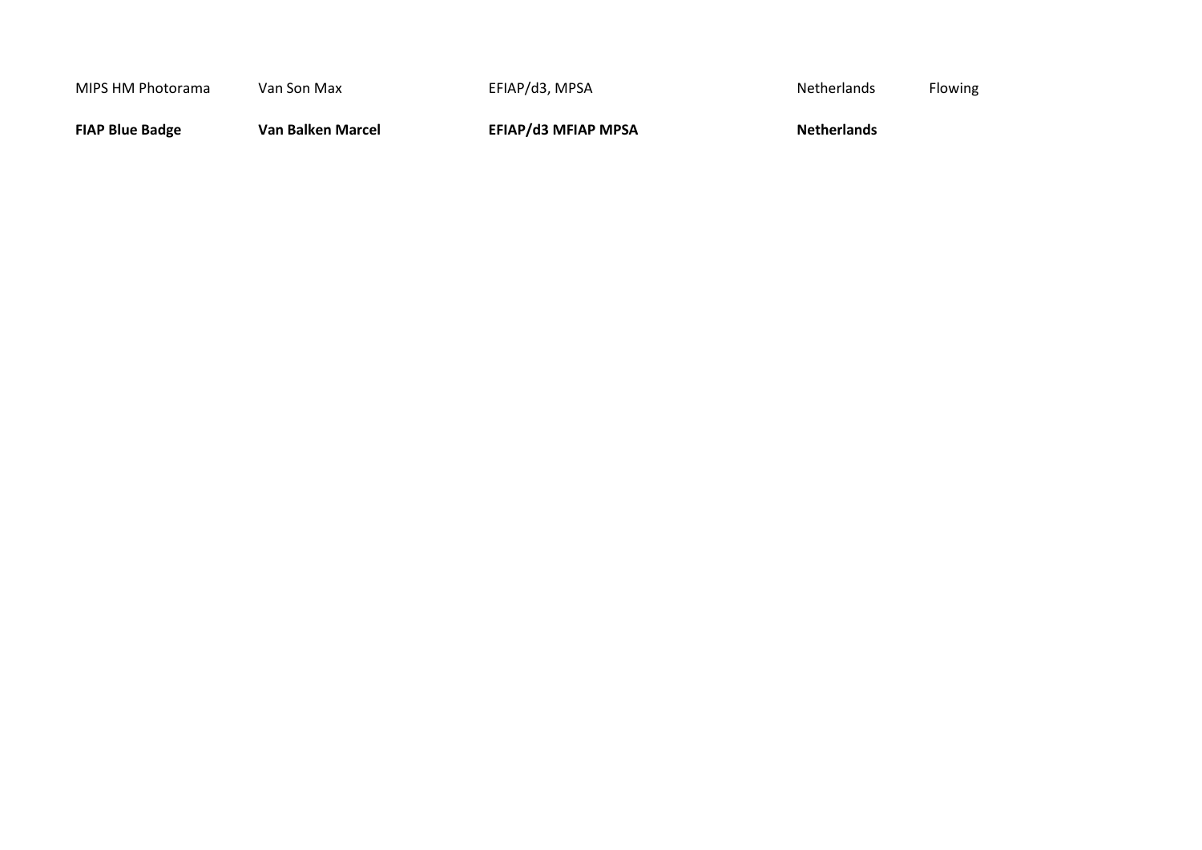| | | | | |
|---|---|---|---|---|
| MIPS HM Photorama | Van Son Max | EFIAP/d3, MPSA | Netherlands | Flowing |
| **FIAP Blue Badge** | **Van Balken Marcel** | **EFIAP/d3 MFIAP MPSA** | **Netherlands** | |